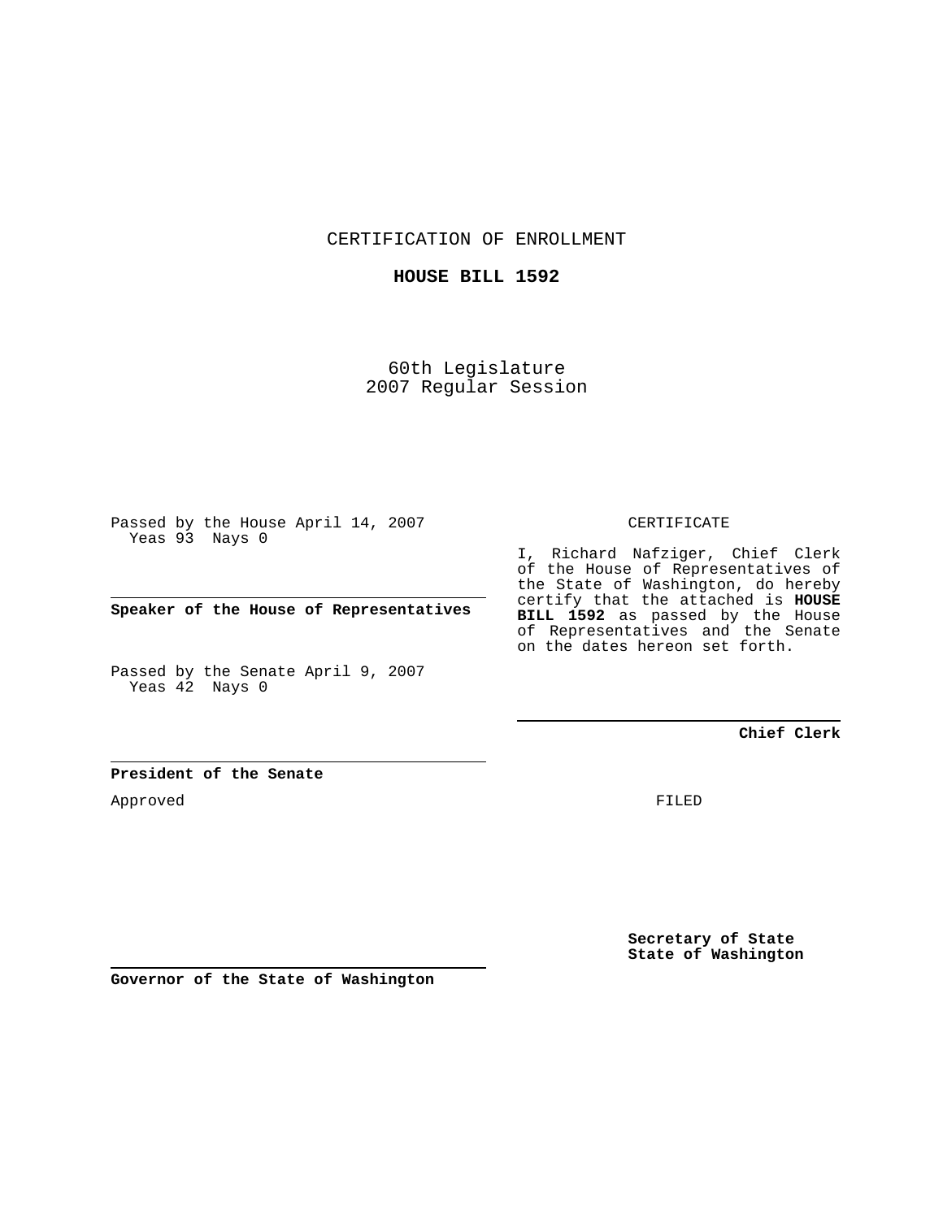CERTIFICATION OF ENROLLMENT

**HOUSE BILL 1592**

60th Legislature
2007 Regular Session

Passed by the House April 14, 2007
Yeas 93 Nays 0

**Speaker of the House of Representatives**

Passed by the Senate April 9, 2007
Yeas 42 Nays 0

**President of the Senate**

Approved

**Governor of the State of Washington**

CERTIFICATE

I, Richard Nafziger, Chief Clerk of the House of Representatives of the State of Washington, do hereby certify that the attached is **HOUSE BILL 1592** as passed by the House of Representatives and the Senate on the dates hereon set forth.

**Chief Clerk**

FILED

**Secretary of State**
**State of Washington**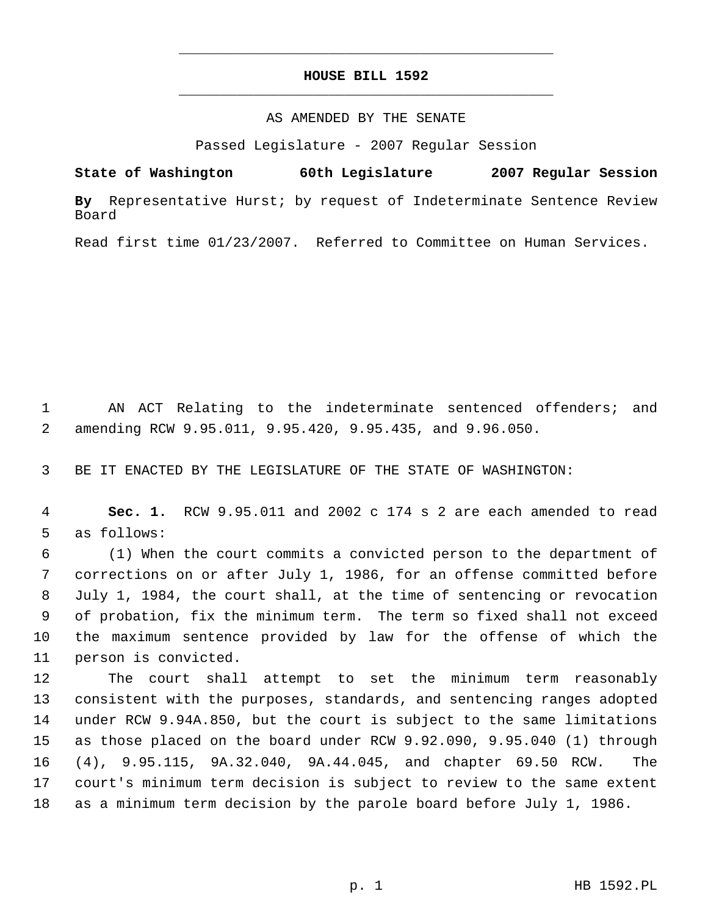# HOUSE BILL 1592

AS AMENDED BY THE SENATE

Passed Legislature - 2007 Regular Session

**State of Washington 60th Legislature 2007 Regular Session**

**By** Representative Hurst; by request of Indeterminate Sentence Review Board

Read first time 01/23/2007. Referred to Committee on Human Services.

1 AN ACT Relating to the indeterminate sentenced offenders; and
2 amending RCW 9.95.011, 9.95.420, 9.95.435, and 9.96.050.

3 BE IT ENACTED BY THE LEGISLATURE OF THE STATE OF WASHINGTON:

4 **Sec. 1.** RCW 9.95.011 and 2002 c 174 s 2 are each amended to read
5 as follows:

6 (1) When the court commits a convicted person to the department of
7 corrections on or after July 1, 1986, for an offense committed before
8 July 1, 1984, the court shall, at the time of sentencing or revocation
9 of probation, fix the minimum term. The term so fixed shall not exceed
10 the maximum sentence provided by law for the offense of which the
11 person is convicted.

12 The court shall attempt to set the minimum term reasonably
13 consistent with the purposes, standards, and sentencing ranges adopted
14 under RCW 9.94A.850, but the court is subject to the same limitations
15 as those placed on the board under RCW 9.92.090, 9.95.040 (1) through
16 (4), 9.95.115, 9A.32.040, 9A.44.045, and chapter 69.50 RCW. The
17 court's minimum term decision is subject to review to the same extent
18 as a minimum term decision by the parole board before July 1, 1986.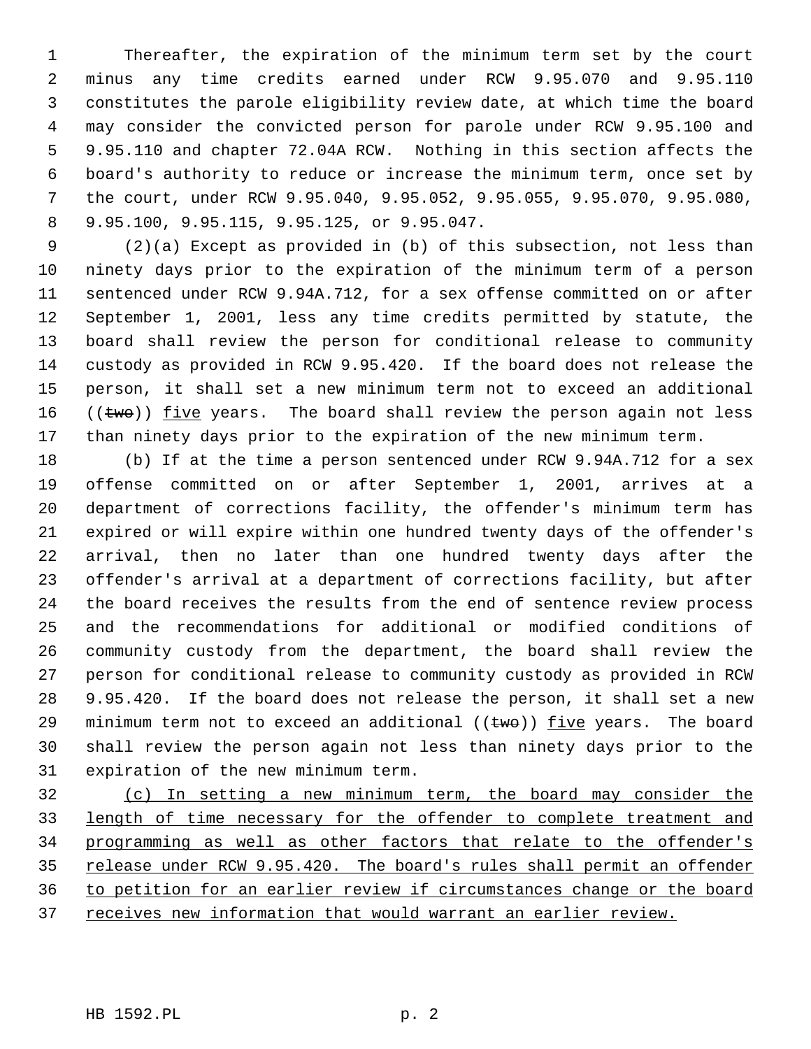Thereafter, the expiration of the minimum term set by the court minus any time credits earned under RCW 9.95.070 and 9.95.110 constitutes the parole eligibility review date, at which time the board may consider the convicted person for parole under RCW 9.95.100 and 9.95.110 and chapter 72.04A RCW. Nothing in this section affects the board's authority to reduce or increase the minimum term, once set by the court, under RCW 9.95.040, 9.95.052, 9.95.055, 9.95.070, 9.95.080, 9.95.100, 9.95.115, 9.95.125, or 9.95.047.

(2)(a) Except as provided in (b) of this subsection, not less than ninety days prior to the expiration of the minimum term of a person sentenced under RCW 9.94A.712, for a sex offense committed on or after September 1, 2001, less any time credits permitted by statute, the board shall review the person for conditional release to community custody as provided in RCW 9.95.420. If the board does not release the person, it shall set a new minimum term not to exceed an additional ((~~two~~)) <u>five</u> years. The board shall review the person again not less than ninety days prior to the expiration of the new minimum term.

(b) If at the time a person sentenced under RCW 9.94A.712 for a sex offense committed on or after September 1, 2001, arrives at a department of corrections facility, the offender's minimum term has expired or will expire within one hundred twenty days of the offender's arrival, then no later than one hundred twenty days after the offender's arrival at a department of corrections facility, but after the board receives the results from the end of sentence review process and the recommendations for additional or modified conditions of community custody from the department, the board shall review the person for conditional release to community custody as provided in RCW 9.95.420. If the board does not release the person, it shall set a new minimum term not to exceed an additional ((~~two~~)) <u>five</u> years. The board shall review the person again not less than ninety days prior to the expiration of the new minimum term.

<u>(c) In setting a new minimum term, the board may consider the length of time necessary for the offender to complete treatment and programming as well as other factors that relate to the offender's release under RCW 9.95.420. The board's rules shall permit an offender to petition for an earlier review if circumstances change or the board receives new information that would warrant an earlier review.</u>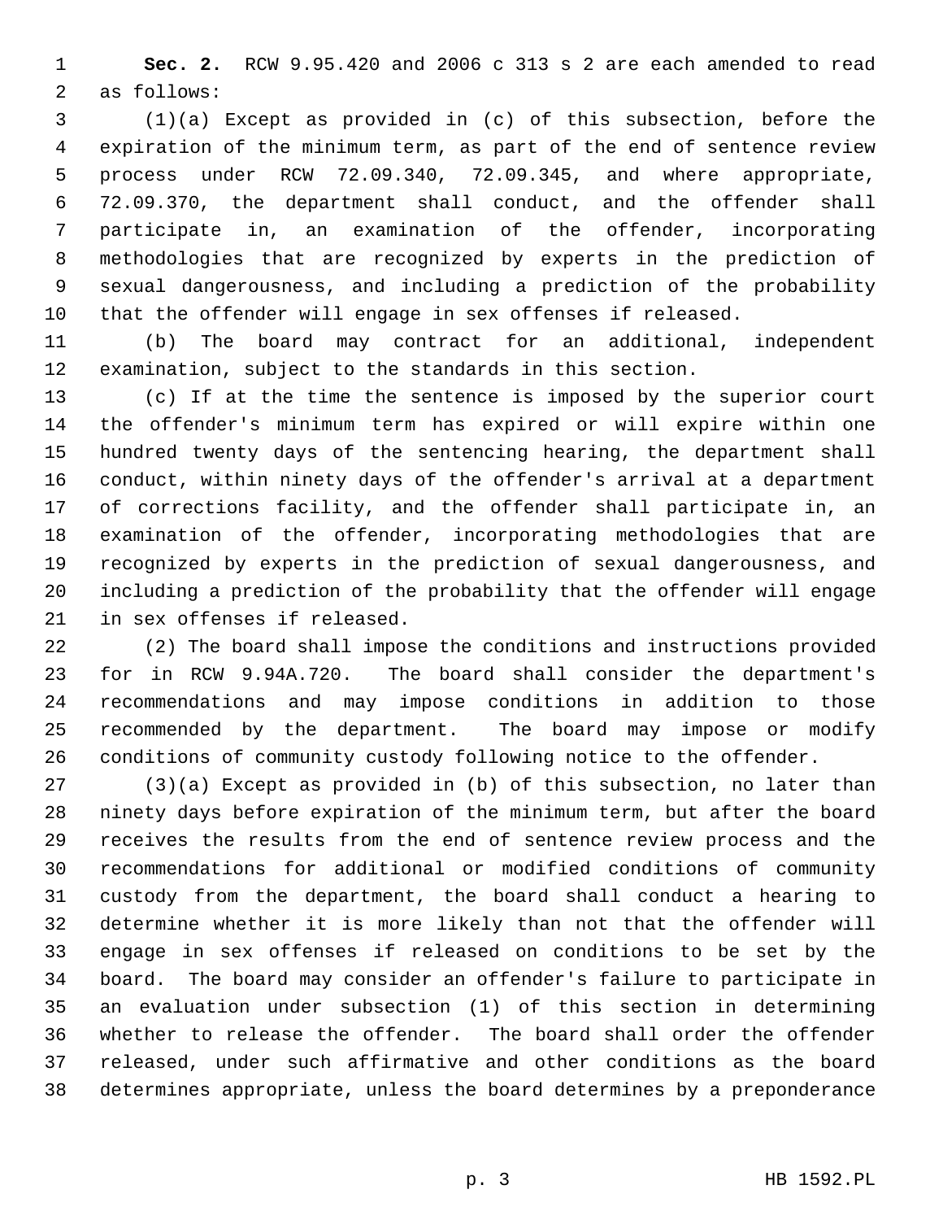**Sec. 2.** RCW 9.95.420 and 2006 c 313 s 2 are each amended to read as follows:

(1)(a) Except as provided in (c) of this subsection, before the expiration of the minimum term, as part of the end of sentence review process under RCW 72.09.340, 72.09.345, and where appropriate, 72.09.370, the department shall conduct, and the offender shall participate in, an examination of the offender, incorporating methodologies that are recognized by experts in the prediction of sexual dangerousness, and including a prediction of the probability that the offender will engage in sex offenses if released.

(b) The board may contract for an additional, independent examination, subject to the standards in this section.

(c) If at the time the sentence is imposed by the superior court the offender's minimum term has expired or will expire within one hundred twenty days of the sentencing hearing, the department shall conduct, within ninety days of the offender's arrival at a department of corrections facility, and the offender shall participate in, an examination of the offender, incorporating methodologies that are recognized by experts in the prediction of sexual dangerousness, and including a prediction of the probability that the offender will engage in sex offenses if released.

(2) The board shall impose the conditions and instructions provided for in RCW 9.94A.720. The board shall consider the department's recommendations and may impose conditions in addition to those recommended by the department. The board may impose or modify conditions of community custody following notice to the offender.

(3)(a) Except as provided in (b) of this subsection, no later than ninety days before expiration of the minimum term, but after the board receives the results from the end of sentence review process and the recommendations for additional or modified conditions of community custody from the department, the board shall conduct a hearing to determine whether it is more likely than not that the offender will engage in sex offenses if released on conditions to be set by the board. The board may consider an offender's failure to participate in an evaluation under subsection (1) of this section in determining whether to release the offender. The board shall order the offender released, under such affirmative and other conditions as the board determines appropriate, unless the board determines by a preponderance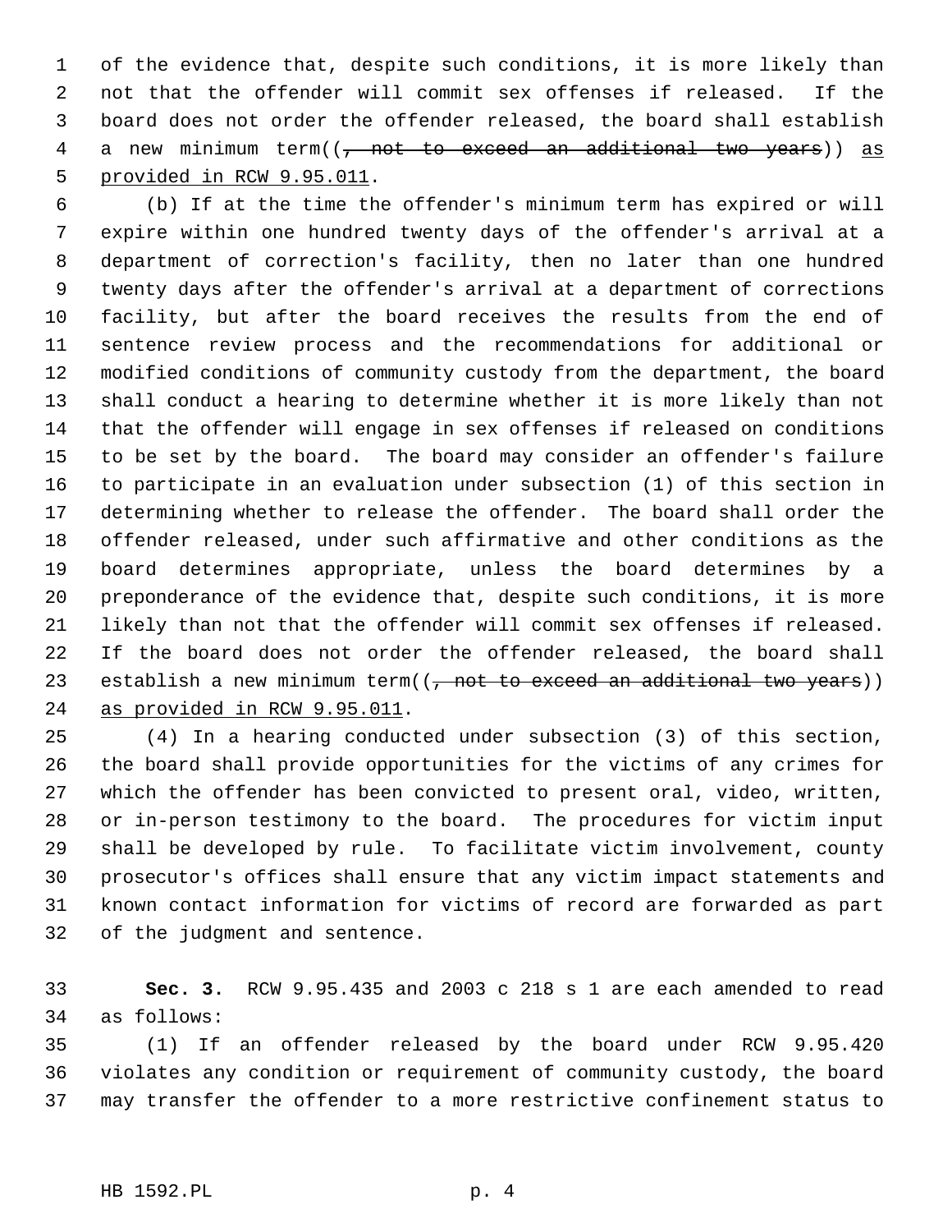of the evidence that, despite such conditions, it is more likely than not that the offender will commit sex offenses if released. If the board does not order the offender released, the board shall establish a new minimum term((~~, not to exceed an additional two years~~)) <u>as provided in RCW 9.95.011</u>.

(b) If at the time the offender's minimum term has expired or will expire within one hundred twenty days of the offender's arrival at a department of correction's facility, then no later than one hundred twenty days after the offender's arrival at a department of corrections facility, but after the board receives the results from the end of sentence review process and the recommendations for additional or modified conditions of community custody from the department, the board shall conduct a hearing to determine whether it is more likely than not that the offender will engage in sex offenses if released on conditions to be set by the board. The board may consider an offender's failure to participate in an evaluation under subsection (1) of this section in determining whether to release the offender. The board shall order the offender released, under such affirmative and other conditions as the board determines appropriate, unless the board determines by a preponderance of the evidence that, despite such conditions, it is more likely than not that the offender will commit sex offenses if released. If the board does not order the offender released, the board shall establish a new minimum term((~~, not to exceed an additional two years~~)) <u>as provided in RCW 9.95.011</u>.

(4) In a hearing conducted under subsection (3) of this section, the board shall provide opportunities for the victims of any crimes for which the offender has been convicted to present oral, video, written, or in-person testimony to the board. The procedures for victim input shall be developed by rule. To facilitate victim involvement, county prosecutor's offices shall ensure that any victim impact statements and known contact information for victims of record are forwarded as part of the judgment and sentence.

**Sec. 3.** RCW 9.95.435 and 2003 c 218 s 1 are each amended to read as follows:

(1) If an offender released by the board under RCW 9.95.420 violates any condition or requirement of community custody, the board may transfer the offender to a more restrictive confinement status to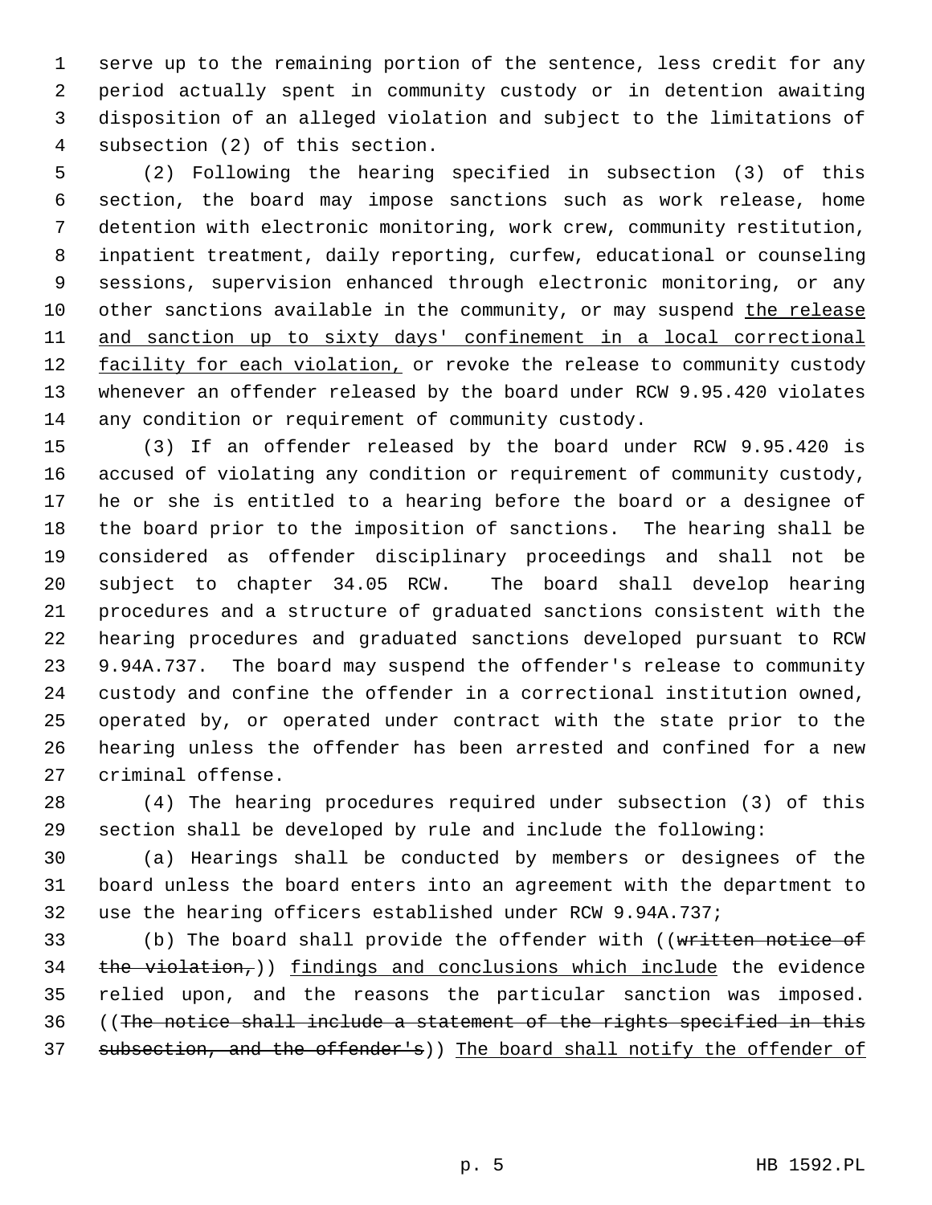serve up to the remaining portion of the sentence, less credit for any period actually spent in community custody or in detention awaiting disposition of an alleged violation and subject to the limitations of subsection (2) of this section.

(2) Following the hearing specified in subsection (3) of this section, the board may impose sanctions such as work release, home detention with electronic monitoring, work crew, community restitution, inpatient treatment, daily reporting, curfew, educational or counseling sessions, supervision enhanced through electronic monitoring, or any other sanctions available in the community, or may suspend the release and sanction up to sixty days' confinement in a local correctional facility for each violation, or revoke the release to community custody whenever an offender released by the board under RCW 9.95.420 violates any condition or requirement of community custody.

(3) If an offender released by the board under RCW 9.95.420 is accused of violating any condition or requirement of community custody, he or she is entitled to a hearing before the board or a designee of the board prior to the imposition of sanctions. The hearing shall be considered as offender disciplinary proceedings and shall not be subject to chapter 34.05 RCW. The board shall develop hearing procedures and a structure of graduated sanctions consistent with the hearing procedures and graduated sanctions developed pursuant to RCW 9.94A.737. The board may suspend the offender's release to community custody and confine the offender in a correctional institution owned, operated by, or operated under contract with the state prior to the hearing unless the offender has been arrested and confined for a new criminal offense.

(4) The hearing procedures required under subsection (3) of this section shall be developed by rule and include the following:

(a) Hearings shall be conducted by members or designees of the board unless the board enters into an agreement with the department to use the hearing officers established under RCW 9.94A.737;

(b) The board shall provide the offender with ((~~written notice of the violation,~~)) findings and conclusions which include the evidence relied upon, and the reasons the particular sanction was imposed. ((~~The notice shall include a statement of the rights specified in this subsection, and the offender's~~)) The board shall notify the offender of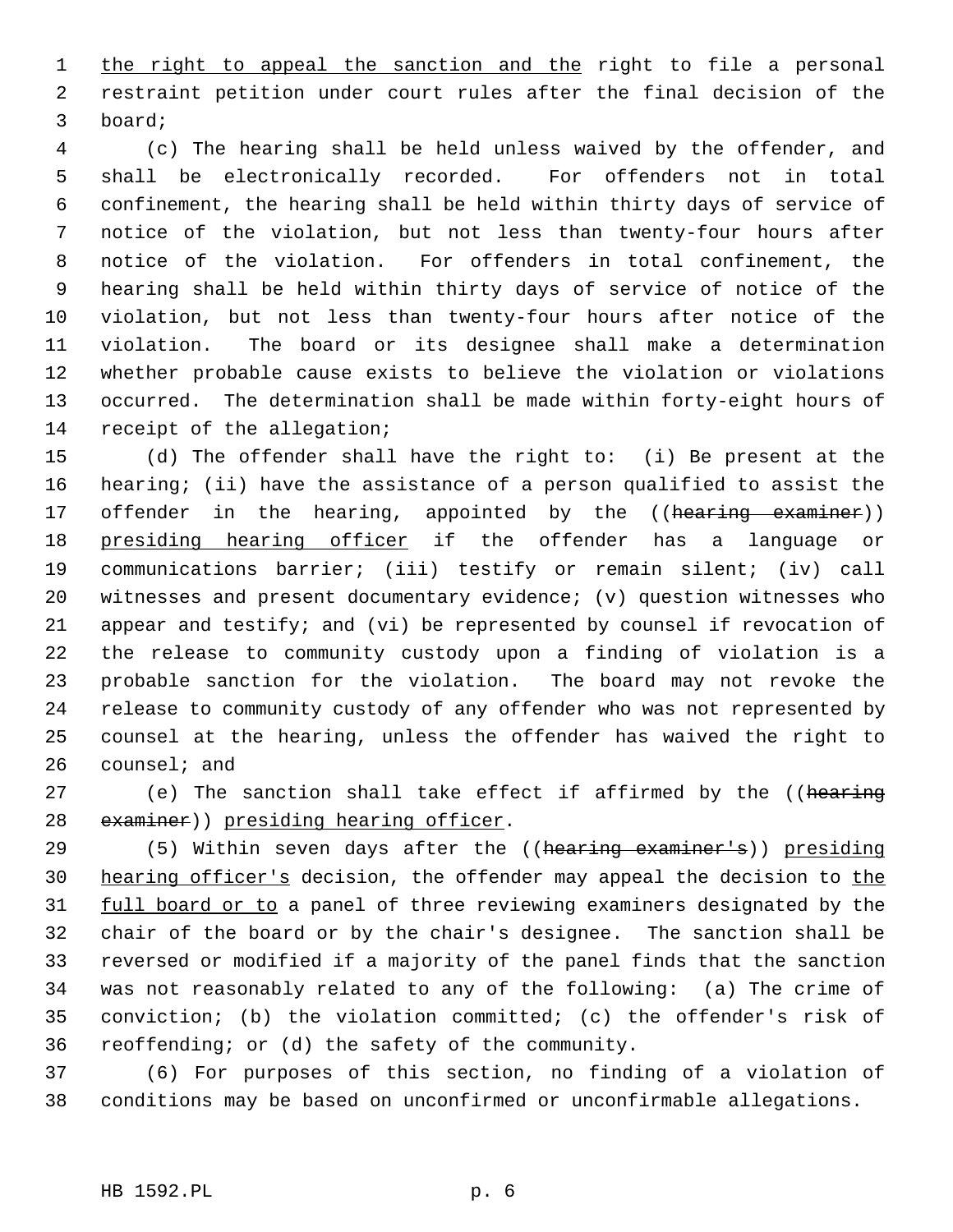the right to appeal the sanction and the right to file a personal restraint petition under court rules after the final decision of the board;

(c) The hearing shall be held unless waived by the offender, and shall be electronically recorded. For offenders not in total confinement, the hearing shall be held within thirty days of service of notice of the violation, but not less than twenty-four hours after notice of the violation. For offenders in total confinement, the hearing shall be held within thirty days of service of notice of the violation, but not less than twenty-four hours after notice of the violation. The board or its designee shall make a determination whether probable cause exists to believe the violation or violations occurred. The determination shall be made within forty-eight hours of receipt of the allegation;

(d) The offender shall have the right to: (i) Be present at the hearing; (ii) have the assistance of a person qualified to assist the offender in the hearing, appointed by the ((~~hearing examiner~~)) presiding hearing officer if the offender has a language or communications barrier; (iii) testify or remain silent; (iv) call witnesses and present documentary evidence; (v) question witnesses who appear and testify; and (vi) be represented by counsel if revocation of the release to community custody upon a finding of violation is a probable sanction for the violation. The board may not revoke the release to community custody of any offender who was not represented by counsel at the hearing, unless the offender has waived the right to counsel; and

(e) The sanction shall take effect if affirmed by the ((~~hearing examiner~~)) presiding hearing officer.

(5) Within seven days after the ((~~hearing examiner's~~)) presiding hearing officer's decision, the offender may appeal the decision to the full board or to a panel of three reviewing examiners designated by the chair of the board or by the chair's designee. The sanction shall be reversed or modified if a majority of the panel finds that the sanction was not reasonably related to any of the following: (a) The crime of conviction; (b) the violation committed; (c) the offender's risk of reoffending; or (d) the safety of the community.

(6) For purposes of this section, no finding of a violation of conditions may be based on unconfirmed or unconfirmable allegations.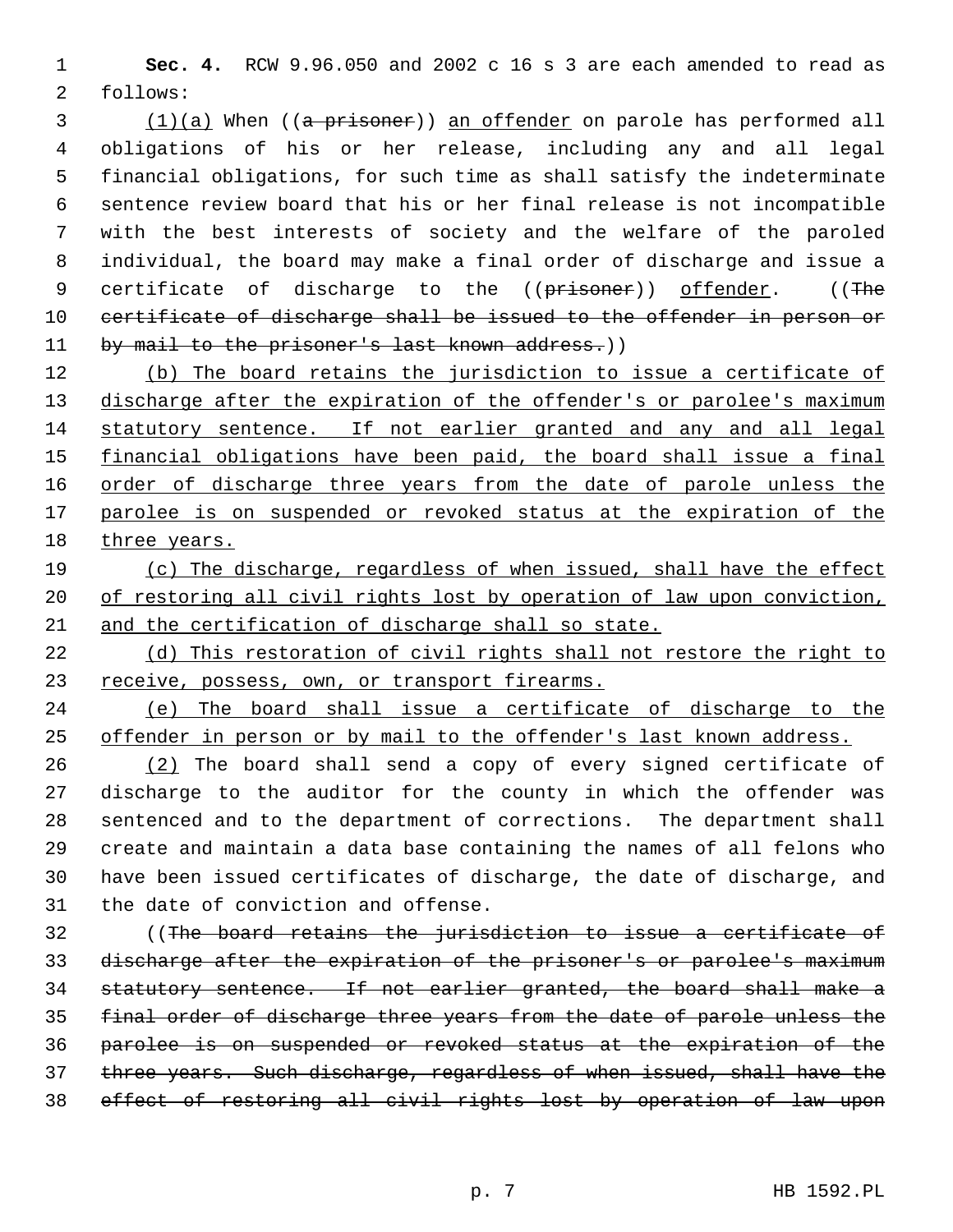**Sec. 4.** RCW 9.96.050 and 2002 c 16 s 3 are each amended to read as follows:

(1)(a) When ((~~a prisoner~~)) an offender on parole has performed all obligations of his or her release, including any and all legal financial obligations, for such time as shall satisfy the indeterminate sentence review board that his or her final release is not incompatible with the best interests of society and the welfare of the paroled individual, the board may make a final order of discharge and issue a certificate of discharge to the ((~~prisoner~~)) offender. ((~~The certificate of discharge shall be issued to the offender in person or by mail to the prisoner's last known address.~~))

(b) The board retains the jurisdiction to issue a certificate of discharge after the expiration of the offender's or parolee's maximum statutory sentence. If not earlier granted and any and all legal financial obligations have been paid, the board shall issue a final order of discharge three years from the date of parole unless the parolee is on suspended or revoked status at the expiration of the three years.

(c) The discharge, regardless of when issued, shall have the effect of restoring all civil rights lost by operation of law upon conviction, and the certification of discharge shall so state.

(d) This restoration of civil rights shall not restore the right to receive, possess, own, or transport firearms.

(e) The board shall issue a certificate of discharge to the offender in person or by mail to the offender's last known address.

(2) The board shall send a copy of every signed certificate of discharge to the auditor for the county in which the offender was sentenced and to the department of corrections. The department shall create and maintain a data base containing the names of all felons who have been issued certificates of discharge, the date of discharge, and the date of conviction and offense.

((~~The board retains the jurisdiction to issue a certificate of discharge after the expiration of the prisoner's or parolee's maximum statutory sentence. If not earlier granted, the board shall make a final order of discharge three years from the date of parole unless the parolee is on suspended or revoked status at the expiration of the three years. Such discharge, regardless of when issued, shall have the effect of restoring all civil rights lost by operation of law upon~~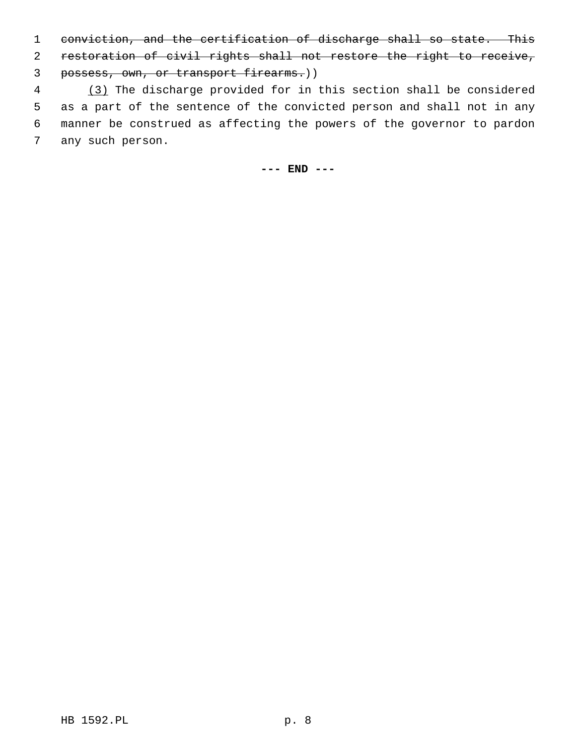~~conviction, and the certification of discharge shall so state. This restoration of civil rights shall not restore the right to receive, possess, own, or transport firearms.~~))

(3) The discharge provided for in this section shall be considered as a part of the sentence of the convicted person and shall not in any manner be construed as affecting the powers of the governor to pardon any such person.

**--- END ---**